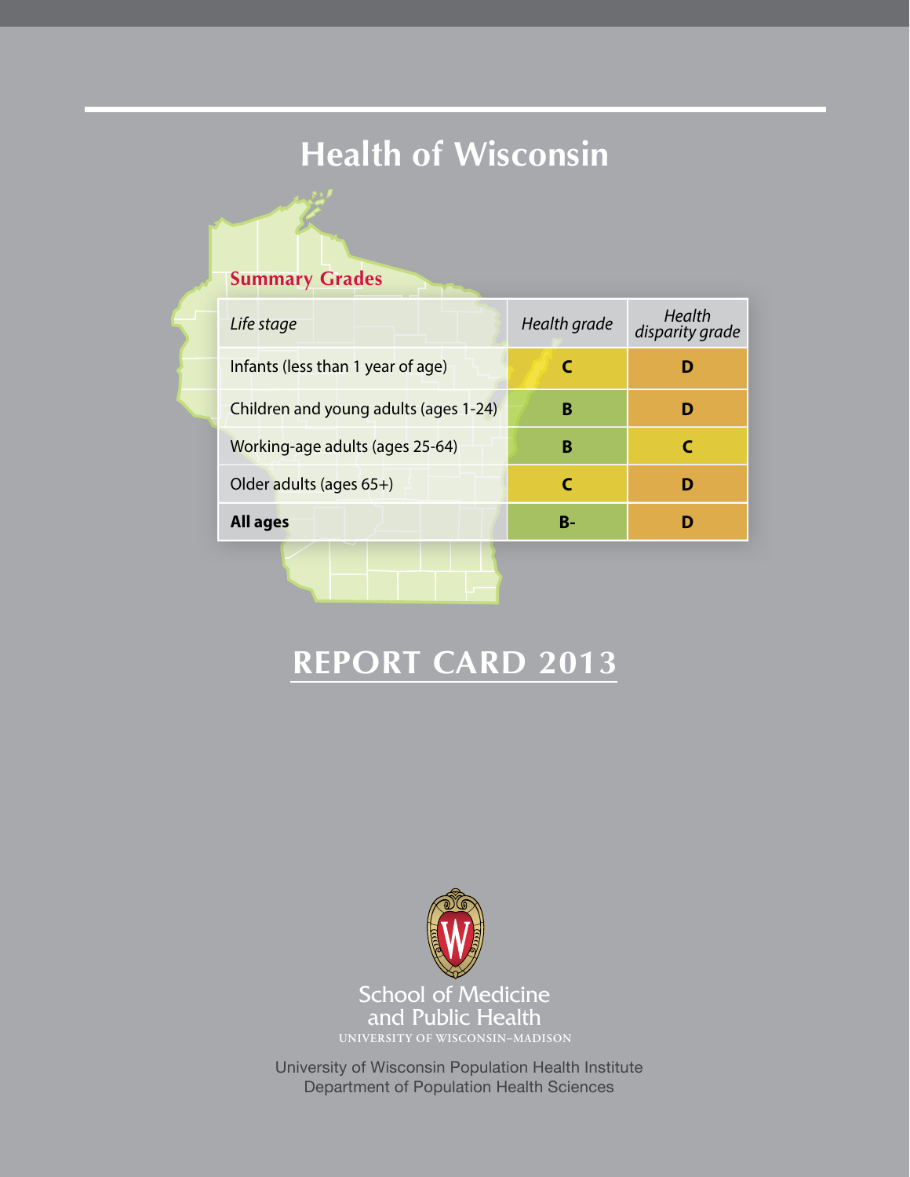# Health of Wisconsin

## Summary Grades

| *Life stage* | *Health grade* | *Health disparity grade* |
|---|---|---|
| Infants (less than 1 year of age) | **C** | **D** |
| Children and young adults (ages 1-24) | **B** | **D** |
| Working-age adults (ages 25-64) | **B** | **C** |
| Older adults (ages 65+) | **C** | **D** |
| **All ages** | **B-** | **D** |

# REPORT CARD 2013

School of Medicine and Public Health
UNIVERSITY OF WISCONSIN–MADISON

University of Wisconsin Population Health Institute
Department of Population Health Sciences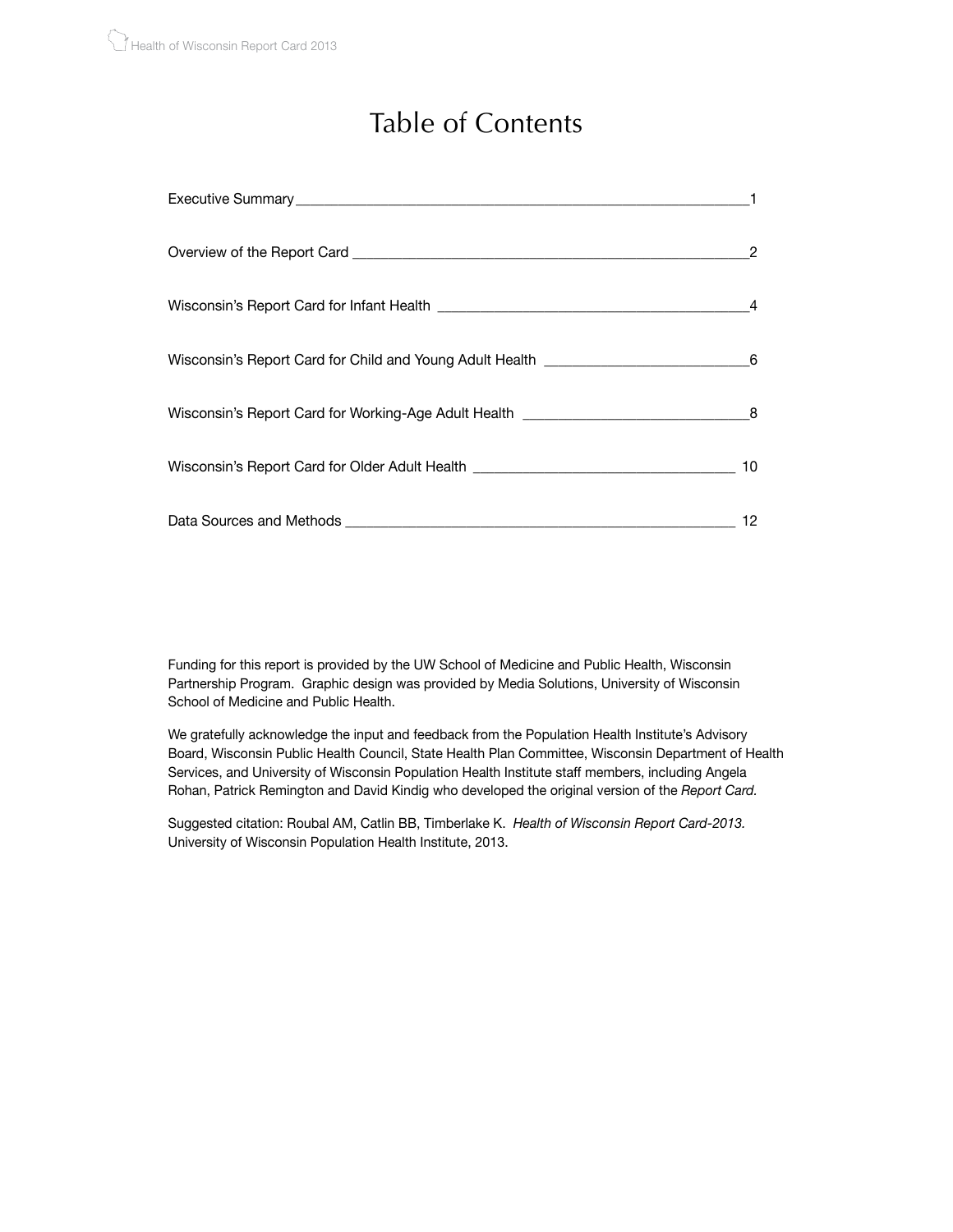# Table of Contents

| | |
|---|---|
| Executive Summary | 1 |
| Overview of the Report Card | 2 |
| Wisconsin's Report Card for Infant Health | 4 |
| Wisconsin's Report Card for Child and Young Adult Health | 6 |
| Wisconsin's Report Card for Working-Age Adult Health | 8 |
| Wisconsin's Report Card for Older Adult Health | 10 |
| Data Sources and Methods | 12 |

Funding for this report is provided by the UW School of Medicine and Public Health, Wisconsin Partnership Program. Graphic design was provided by Media Solutions, University of Wisconsin School of Medicine and Public Health.

We gratefully acknowledge the input and feedback from the Population Health Institute's Advisory Board, Wisconsin Public Health Council, State Health Plan Committee, Wisconsin Department of Health Services, and University of Wisconsin Population Health Institute staff members, including Angela Rohan, Patrick Remington and David Kindig who developed the original version of the *Report Card.*

Suggested citation: Roubal AM, Catlin BB, Timberlake K. *Health of Wisconsin Report Card-2013.* University of Wisconsin Population Health Institute, 2013.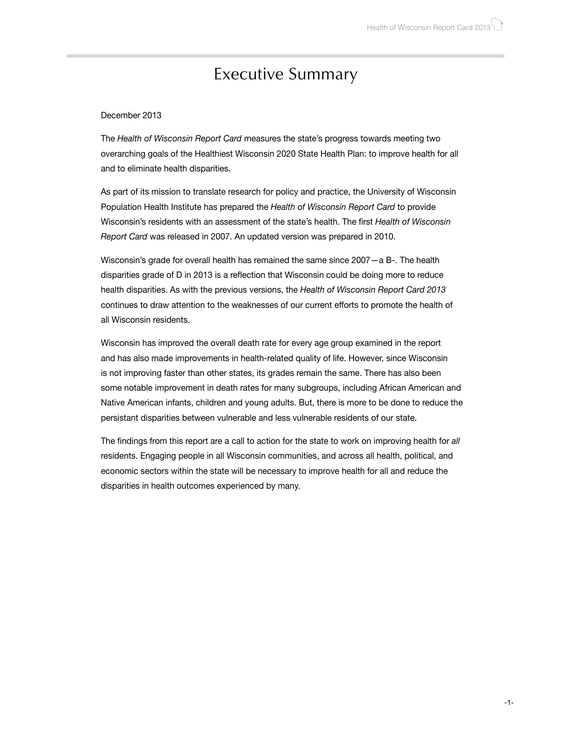# Executive Summary

December 2013

The *Health of Wisconsin Report Card* measures the state's progress towards meeting two overarching goals of the Healthiest Wisconsin 2020 State Health Plan: to improve health for all and to eliminate health disparities.

As part of its mission to translate research for policy and practice, the University of Wisconsin Population Health Institute has prepared the *Health of Wisconsin Report Card* to provide Wisconsin's residents with an assessment of the state's health. The first *Health of Wisconsin Report Card* was released in 2007. An updated version was prepared in 2010.

Wisconsin's grade for overall health has remained the same since 2007—a B-. The health disparities grade of D in 2013 is a reflection that Wisconsin could be doing more to reduce health disparities. As with the previous versions, the *Health of Wisconsin Report Card 2013* continues to draw attention to the weaknesses of our current efforts to promote the health of all Wisconsin residents.

Wisconsin has improved the overall death rate for every age group examined in the report and has also made improvements in health-related quality of life. However, since Wisconsin is not improving faster than other states, its grades remain the same. There has also been some notable improvement in death rates for many subgroups, including African American and Native American infants, children and young adults. But, there is more to be done to reduce the persistant disparities between vulnerable and less vulnerable residents of our state.

The findings from this report are a call to action for the state to work on improving health for *all* residents. Engaging people in all Wisconsin communities, and across all health, political, and economic sectors within the state will be necessary to improve health for all and reduce the disparities in health outcomes experienced by many.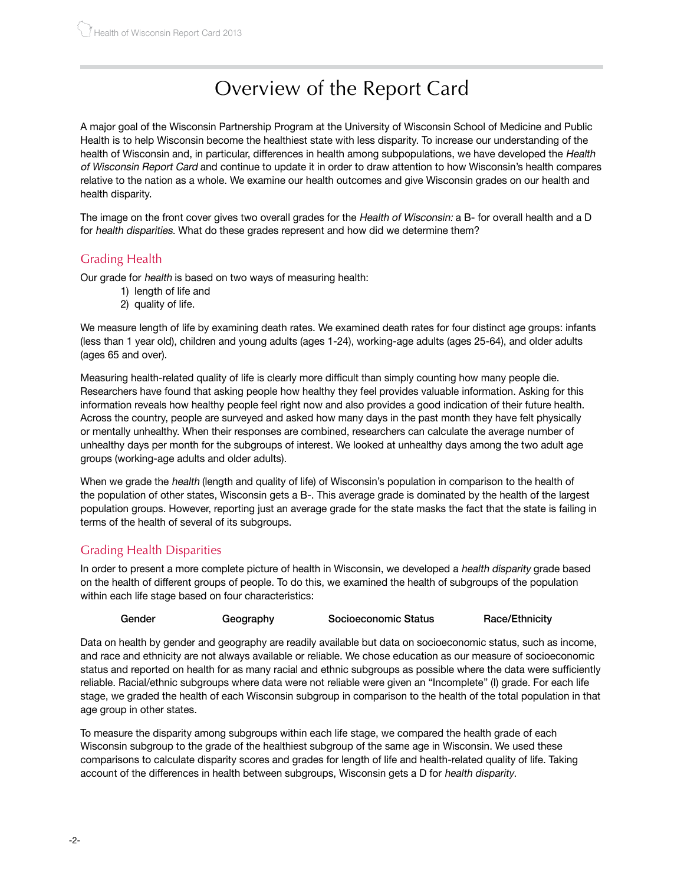# Overview of the Report Card

A major goal of the Wisconsin Partnership Program at the University of Wisconsin School of Medicine and Public Health is to help Wisconsin become the healthiest state with less disparity. To increase our understanding of the health of Wisconsin and, in particular, differences in health among subpopulations, we have developed the *Health of Wisconsin Report Card* and continue to update it in order to draw attention to how Wisconsin's health compares relative to the nation as a whole. We examine our health outcomes and give Wisconsin grades on our health and health disparity.

The image on the front cover gives two overall grades for the *Health of Wisconsin:* a B- for overall health and a D for *health disparities*. What do these grades represent and how did we determine them?

## Grading Health

Our grade for *health* is based on two ways of measuring health:

1) length of life and
2) quality of life.

We measure length of life by examining death rates. We examined death rates for four distinct age groups: infants (less than 1 year old), children and young adults (ages 1-24), working-age adults (ages 25-64), and older adults (ages 65 and over).

Measuring health-related quality of life is clearly more difficult than simply counting how many people die. Researchers have found that asking people how healthy they feel provides valuable information. Asking for this information reveals how healthy people feel right now and also provides a good indication of their future health. Across the country, people are surveyed and asked how many days in the past month they have felt physically or mentally unhealthy. When their responses are combined, researchers can calculate the average number of unhealthy days per month for the subgroups of interest. We looked at unhealthy days among the two adult age groups (working-age adults and older adults).

When we grade the *health* (length and quality of life) of Wisconsin's population in comparison to the health of the population of other states, Wisconsin gets a B-. This average grade is dominated by the health of the largest population groups. However, reporting just an average grade for the state masks the fact that the state is failing in terms of the health of several of its subgroups.

## Grading Health Disparities

In order to present a more complete picture of health in Wisconsin, we developed a *health disparity* grade based on the health of different groups of people. To do this, we examined the health of subgroups of the population within each life stage based on four characteristics:

Gender    Geography    Socioeconomic Status    Race/Ethnicity

Data on health by gender and geography are readily available but data on socioeconomic status, such as income, and race and ethnicity are not always available or reliable. We chose education as our measure of socioeconomic status and reported on health for as many racial and ethnic subgroups as possible where the data were sufficiently reliable. Racial/ethnic subgroups where data were not reliable were given an "Incomplete" (I) grade. For each life stage, we graded the health of each Wisconsin subgroup in comparison to the health of the total population in that age group in other states.

To measure the disparity among subgroups within each life stage, we compared the health grade of each Wisconsin subgroup to the grade of the healthiest subgroup of the same age in Wisconsin. We used these comparisons to calculate disparity scores and grades for length of life and health-related quality of life. Taking account of the differences in health between subgroups, Wisconsin gets a D for *health disparity*.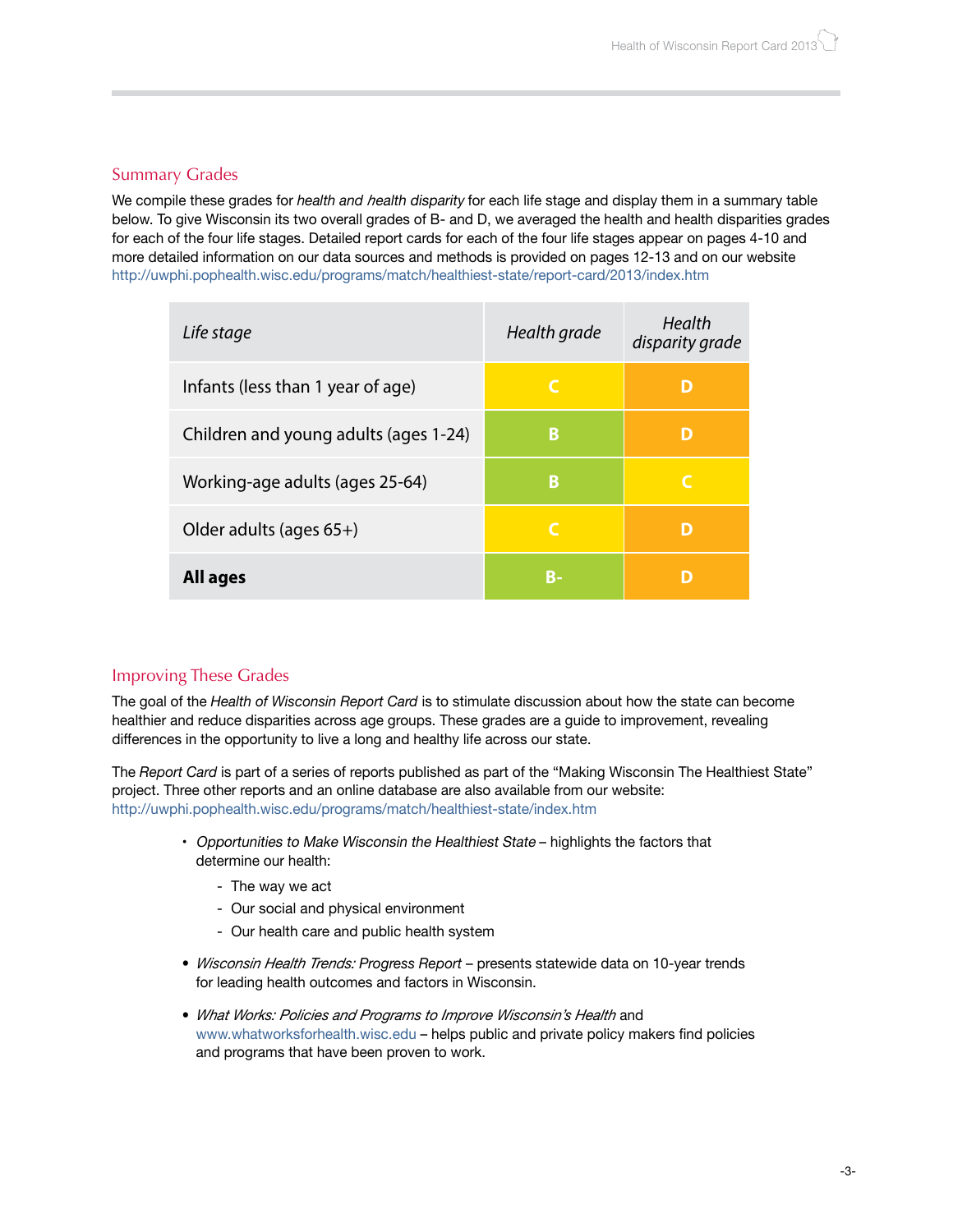## Summary Grades

We compile these grades for *health and health disparity* for each life stage and display them in a summary table below. To give Wisconsin its two overall grades of B- and D, we averaged the health and health disparities grades for each of the four life stages. Detailed report cards for each of the four life stages appear on pages 4-10 and more detailed information on our data sources and methods is provided on pages 12-13 and on our website http://uwphi.pophealth.wisc.edu/programs/match/healthiest-state/report-card/2013/index.htm

| *Life stage* | *Health grade* | *Health disparity grade* |
|---|---|---|
| Infants (less than 1 year of age) | C | D |
| Children and young adults (ages 1-24) | B | D |
| Working-age adults (ages 25-64) | B | C |
| Older adults (ages 65+) | C | D |
| **All ages** | B- | D |

## Improving These Grades

The goal of the *Health of Wisconsin Report Card* is to stimulate discussion about how the state can become healthier and reduce disparities across age groups. These grades are a guide to improvement, revealing differences in the opportunity to live a long and healthy life across our state.

The *Report Card* is part of a series of reports published as part of the "Making Wisconsin The Healthiest State" project. Three other reports and an online database are also available from our website: http://uwphi.pophealth.wisc.edu/programs/match/healthiest-state/index.htm

- *Opportunities to Make Wisconsin the Healthiest State* – highlights the factors that determine our health:
  - The way we act
  - Our social and physical environment
  - Our health care and public health system
- *Wisconsin Health Trends: Progress Report* – presents statewide data on 10-year trends for leading health outcomes and factors in Wisconsin.
- *What Works: Policies and Programs to Improve Wisconsin's Health* and www.whatworksforhealth.wisc.edu – helps public and private policy makers find policies and programs that have been proven to work.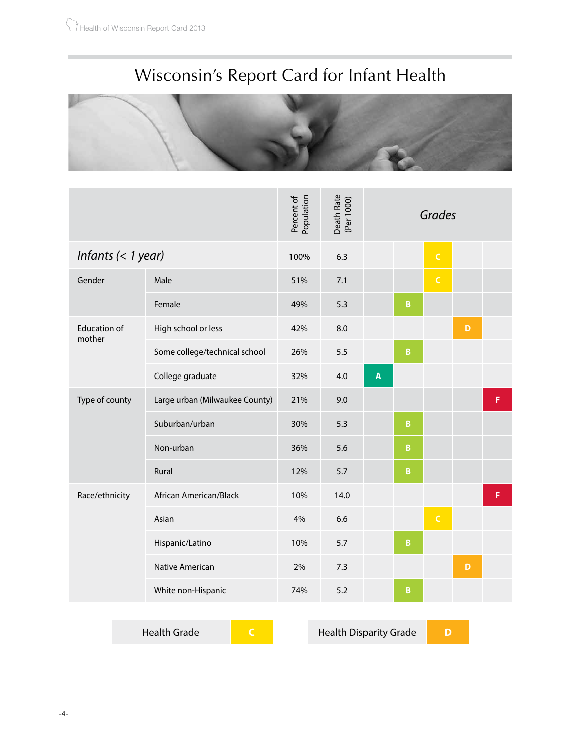# Wisconsin's Report Card for Infant Health

| | | Percent of Population | Death Rate (Per 1000) | Grades | | | | |
|---|---|---|---|---|---|---|---|---|
| *Infants (< 1 year)* | | 100% | 6.3 | | | C | | |
| Gender | Male | 51% | 7.1 | | | C | | |
| | Female | 49% | 5.3 | | B | | | |
| Education of mother | High school or less | 42% | 8.0 | | | | D | |
| | Some college/technical school | 26% | 5.5 | | B | | | |
| | College graduate | 32% | 4.0 | A | | | | |
| Type of county | Large urban (Milwaukee County) | 21% | 9.0 | | | | | F |
| | Suburban/urban | 30% | 5.3 | | B | | | |
| | Non-urban | 36% | 5.6 | | B | | | |
| | Rural | 12% | 5.7 | | B | | | |
| Race/ethnicity | African American/Black | 10% | 14.0 | | | | | F |
| | Asian | 4% | 6.6 | | | C | | |
| | Hispanic/Latino | 10% | 5.7 | | B | | | |
| | Native American | 2% | 7.3 | | | | D | |
| | White non-Hispanic | 74% | 5.2 | | B | | | |

| Health Grade | C |
|---|---|

| Health Disparity Grade | D |
|---|---|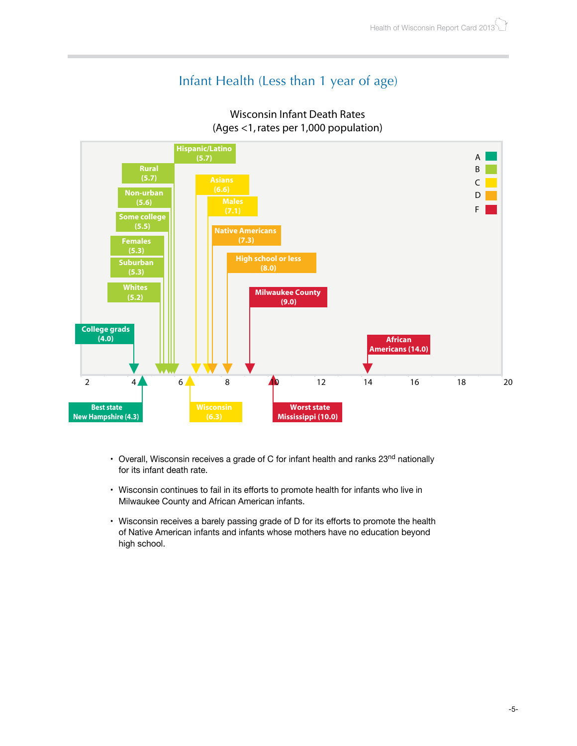# Infant Health (Less than 1 year of age)

Wisconsin Infant Death Rates
(Ages <1, rates per 1,000 population)

| Group | Rate | Grade |
|---|---|---|
| College grads | 4.0 | A |
| Whites | 5.2 | B |
| Suburban | 5.3 | B |
| Females | 5.3 | B |
| Some college | 5.5 | B |
| Non-urban | 5.6 | B |
| Rural | 5.7 | B |
| Hispanic/Latino | 5.7 | B |
| Asians | 6.6 | C |
| Males | 7.1 | C |
| Native Americans | 7.3 | D |
| High school or less | 8.0 | D |
| Milwaukee County | 9.0 | F |
| African Americans | 14.0 | F |

Best state New Hampshire (4.3)

Wisconsin (6.3)

Worst state Mississippi (10.0)

- Overall, Wisconsin receives a grade of C for infant health and ranks 23rd nationally for its infant death rate.
- Wisconsin continues to fail in its efforts to promote health for infants who live in Milwaukee County and African American infants.
- Wisconsin receives a barely passing grade of D for its efforts to promote the health of Native American infants and infants whose mothers have no education beyond high school.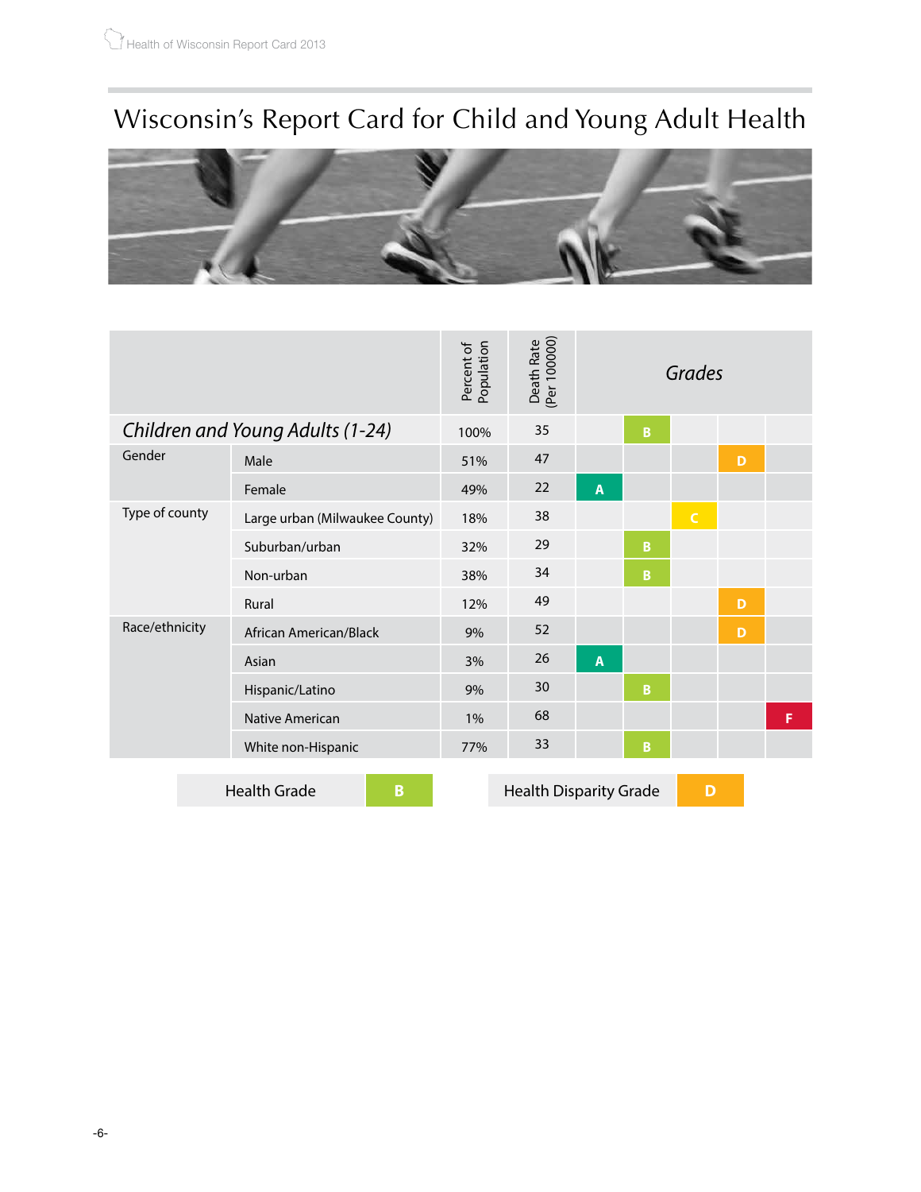# Wisconsin's Report Card for Child and Young Adult Health

| | | Percent of Population | Death Rate (Per 100000) | Grades | | | | |
|---|---|---|---|---|---|---|---|---|
| *Children and Young Adults (1-24)* | | 100% | 35 | | B | | | |
| Gender | Male | 51% | 47 | | | | D | |
| | Female | 49% | 22 | A | | | | |
| Type of county | Large urban (Milwaukee County) | 18% | 38 | | | C | | |
| | Suburban/urban | 32% | 29 | | B | | | |
| | Non-urban | 38% | 34 | | B | | | |
| | Rural | 12% | 49 | | | | D | |
| Race/ethnicity | African American/Black | 9% | 52 | | | | D | |
| | Asian | 3% | 26 | A | | | | |
| | Hispanic/Latino | 9% | 30 | | B | | | |
| | Native American | 1% | 68 | | | | | F |
| | White non-Hispanic | 77% | 33 | | B | | | |

| Health Grade | B |
|---|---|

| Health Disparity Grade | D |
|---|---|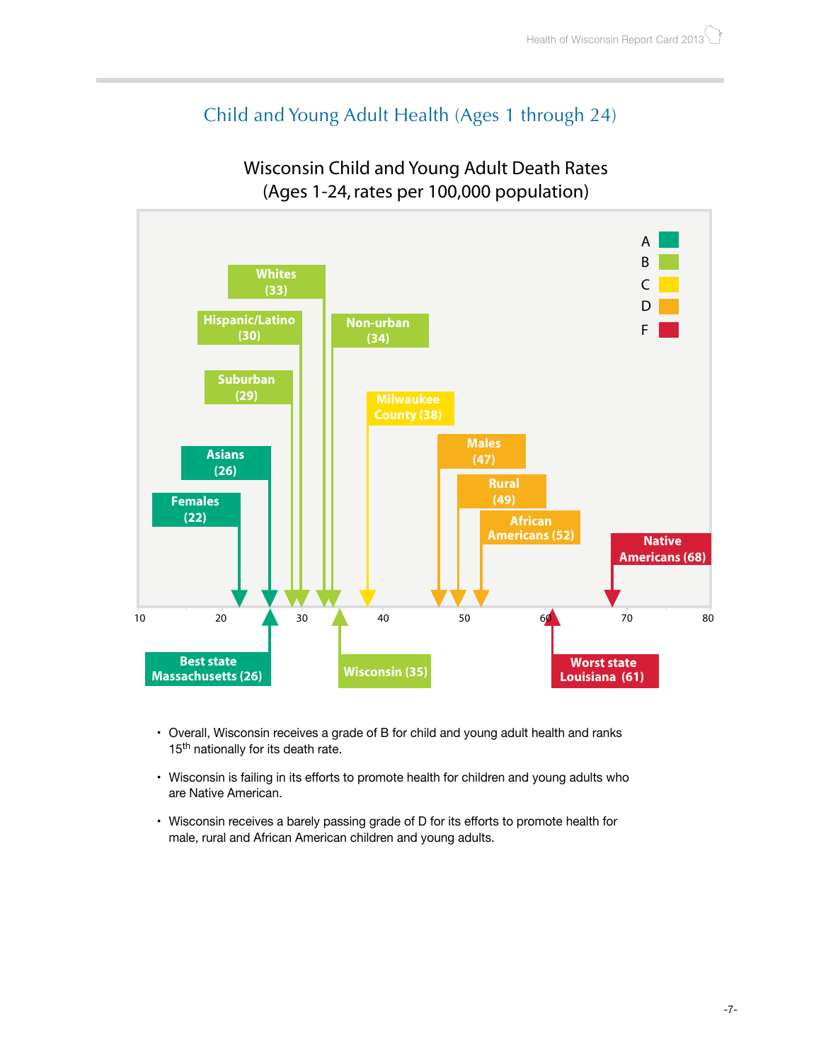## Child and Young Adult Health (Ages 1 through 24)

Wisconsin Child and Young Adult Death Rates
(Ages 1-24, rates per 100,000 population)

| Group | Rate | Grade |
|---|---|---|
| Females | 22 | A |
| Asians | 26 | A |
| Suburban | 29 | B |
| Hispanic/Latino | 30 | B |
| Whites | 33 | B |
| Non-urban | 34 | B |
| Milwaukee County | 38 | C |
| Males | 47 | D |
| Rural | 49 | D |
| African Americans | 52 | D |
| Native Americans | 68 | F |
| Best state Massachusetts | 26 | A |
| Wisconsin | 35 | B |
| Worst state Louisiana | 61 | F |

- Overall, Wisconsin receives a grade of B for child and young adult health and ranks 15th nationally for its death rate.
- Wisconsin is failing in its efforts to promote health for children and young adults who are Native American.
- Wisconsin receives a barely passing grade of D for its efforts to promote health for male, rural and African American children and young adults.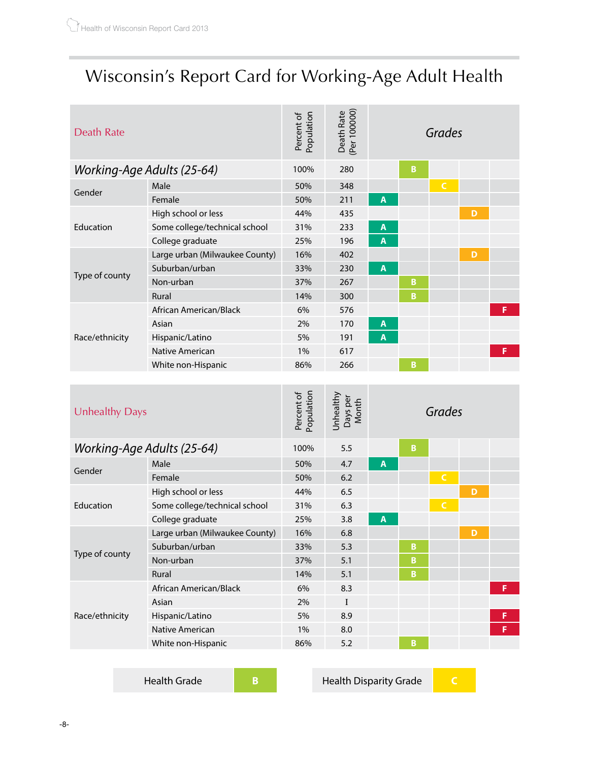# Wisconsin's Report Card for Working-Age Adult Health

| Death Rate | | Percent of Population | Death Rate (Per 100000) | Grades | | | | |
|---|---|---|---|---|---|---|---|---|
| *Working-Age Adults (25-64)* | | 100% | 280 | | B | | | |
| Gender | Male | 50% | 348 | | | C | | |
| | Female | 50% | 211 | A | | | | |
| Education | High school or less | 44% | 435 | | | | D | |
| | Some college/technical school | 31% | 233 | A | | | | |
| | College graduate | 25% | 196 | A | | | | |
| Type of county | Large urban (Milwaukee County) | 16% | 402 | | | | D | |
| | Suburban/urban | 33% | 230 | A | | | | |
| | Non-urban | 37% | 267 | | B | | | |
| | Rural | 14% | 300 | | B | | | |
| Race/ethnicity | African American/Black | 6% | 576 | | | | | F |
| | Asian | 2% | 170 | A | | | | |
| | Hispanic/Latino | 5% | 191 | A | | | | |
| | Native American | 1% | 617 | | | | | F |
| | White non-Hispanic | 86% | 266 | | B | | | |

| Unhealthy Days | | Percent of Population | Unhealthy Days per Month | Grades | | | | |
|---|---|---|---|---|---|---|---|---|
| *Working-Age Adults (25-64)* | | 100% | 5.5 | | B | | | |
| Gender | Male | 50% | 4.7 | A | | | | |
| | Female | 50% | 6.2 | | | C | | |
| Education | High school or less | 44% | 6.5 | | | | D | |
| | Some college/technical school | 31% | 6.3 | | | C | | |
| | College graduate | 25% | 3.8 | A | | | | |
| Type of county | Large urban (Milwaukee County) | 16% | 6.8 | | | | D | |
| | Suburban/urban | 33% | 5.3 | | B | | | |
| | Non-urban | 37% | 5.1 | | B | | | |
| | Rural | 14% | 5.1 | | B | | | |
| Race/ethnicity | African American/Black | 6% | 8.3 | | | | | F |
| | Asian | 2% | I | | | | | |
| | Hispanic/Latino | 5% | 8.9 | | | | | F |
| | Native American | 1% | 8.0 | | | | | F |
| | White non-Hispanic | 86% | 5.2 | | B | | | |

| Health Grade | B |
|---|---|

| Health Disparity Grade | C |
|---|---|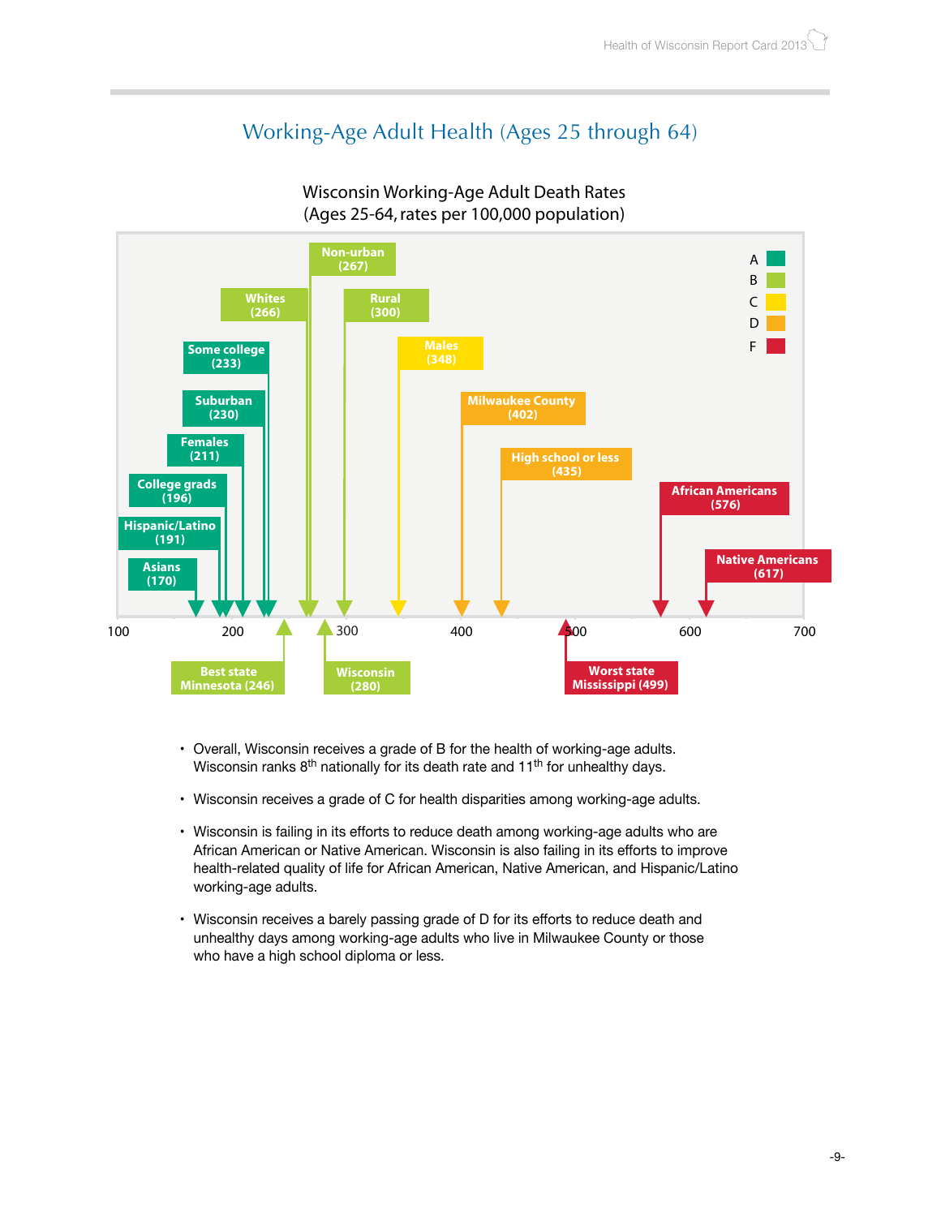# Working-Age Adult Health (Ages 25 through 64)

Wisconsin Working-Age Adult Death Rates
(Ages 25-64, rates per 100,000 population)

| Group | Rate | Grade |
|---|---|---|
| Asians | 170 | A |
| Hispanic/Latino | 191 | A |
| College grads | 196 | A |
| Females | 211 | A |
| Suburban | 230 | A |
| Some college | 233 | A |
| Whites | 266 | B |
| Non-urban | 267 | B |
| Rural | 300 | B |
| Males | 348 | C |
| Milwaukee County | 402 | D |
| High school or less | 435 | D |
| African Americans | 576 | F |
| Native Americans | 617 | F |
| Best state Minnesota | 246 | |
| Wisconsin | 280 | |
| Worst state Mississippi | 499 | |

- Overall, Wisconsin receives a grade of B for the health of working-age adults. Wisconsin ranks 8th nationally for its death rate and 11th for unhealthy days.
- Wisconsin receives a grade of C for health disparities among working-age adults.
- Wisconsin is failing in its efforts to reduce death among working-age adults who are African American or Native American. Wisconsin is also failing in its efforts to improve health-related quality of life for African American, Native American, and Hispanic/Latino working-age adults.
- Wisconsin receives a barely passing grade of D for its efforts to reduce death and unhealthy days among working-age adults who live in Milwaukee County or those who have a high school diploma or less.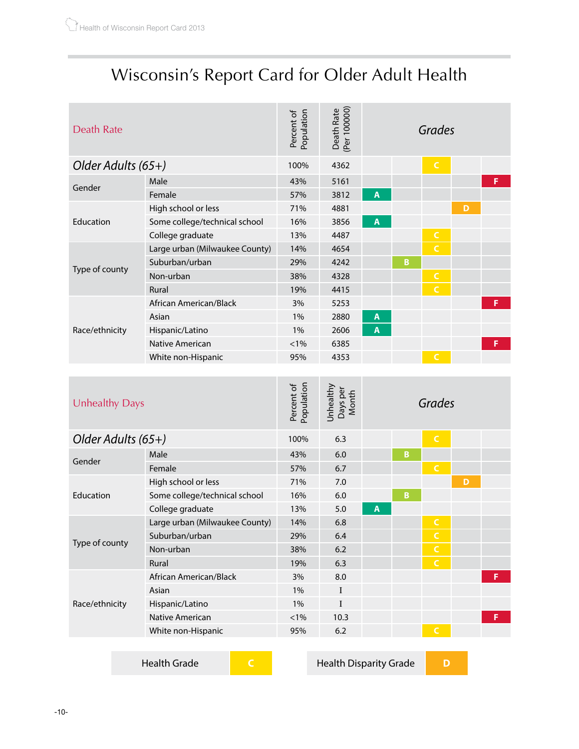# Wisconsin's Report Card for Older Adult Health

| Death Rate | | Percent of Population | Death Rate (Per 100000) | Grades | | | | |
|---|---|---|---|---|---|---|---|---|
| ***Older Adults (65+)*** | | 100% | 4362 | | | C | | |
| Gender | Male | 43% | 5161 | | | | | F |
| | Female | 57% | 3812 | A | | | | |
| Education | High school or less | 71% | 4881 | | | | D | |
| | Some college/technical school | 16% | 3856 | A | | | | |
| | College graduate | 13% | 4487 | | | C | | |
| Type of county | Large urban (Milwaukee County) | 14% | 4654 | | | C | | |
| | Suburban/urban | 29% | 4242 | | B | | | |
| | Non-urban | 38% | 4328 | | | C | | |
| | Rural | 19% | 4415 | | | C | | |
| Race/ethnicity | African American/Black | 3% | 5253 | | | | | F |
| | Asian | 1% | 2880 | A | | | | |
| | Hispanic/Latino | 1% | 2606 | A | | | | |
| | Native American | <1% | 6385 | | | | | F |
| | White non-Hispanic | 95% | 4353 | | | C | | |

| Unhealthy Days | | Percent of Population | Unhealthy Days per Month | Grades | | | | |
|---|---|---|---|---|---|---|---|---|
| ***Older Adults (65+)*** | | 100% | 6.3 | | | C | | |
| Gender | Male | 43% | 6.0 | | B | | | |
| | Female | 57% | 6.7 | | | C | | |
| Education | High school or less | 71% | 7.0 | | | | D | |
| | Some college/technical school | 16% | 6.0 | | B | | | |
| | College graduate | 13% | 5.0 | A | | | | |
| Type of county | Large urban (Milwaukee County) | 14% | 6.8 | | | C | | |
| | Suburban/urban | 29% | 6.4 | | | C | | |
| | Non-urban | 38% | 6.2 | | | C | | |
| | Rural | 19% | 6.3 | | | C | | |
| Race/ethnicity | African American/Black | 3% | 8.0 | | | | | F |
| | Asian | 1% | I | | | | | |
| | Hispanic/Latino | 1% | I | | | | | |
| | Native American | <1% | 10.3 | | | | | F |
| | White non-Hispanic | 95% | 6.2 | | | C | | |

| Health Grade | C |
|---|---|

| Health Disparity Grade | D |
|---|---|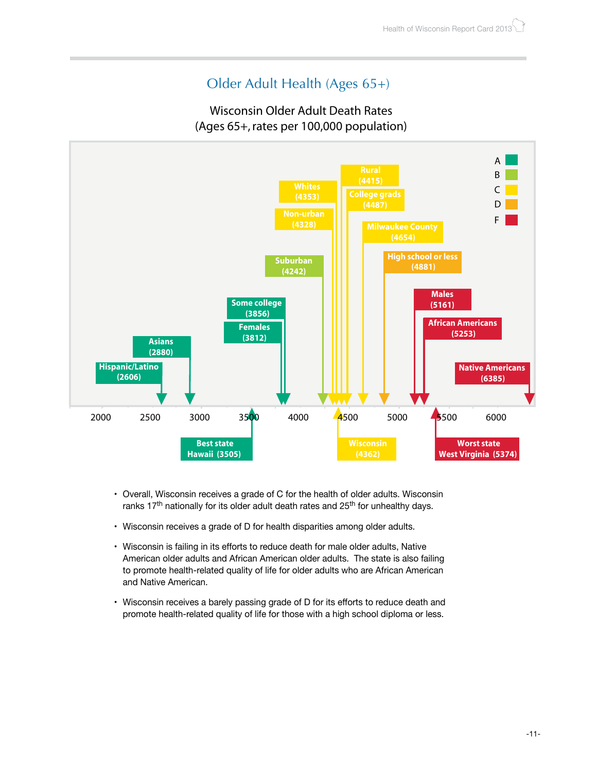## Older Adult Health (Ages 65+)

### Wisconsin Older Adult Death Rates
(Ages 65+, rates per 100,000 population)

| Group | Rate | Grade |
|---|---|---|
| Hispanic/Latino | 2606 | A |
| Asians | 2880 | A |
| Females | 3812 | A |
| Some college | 3856 | A |
| Suburban | 4242 | B |
| Non-urban | 4328 | C |
| Whites | 4353 | C |
| Rural | 4415 | C |
| College grads | 4487 | C |
| Milwaukee County | 4654 | C |
| High school or less | 4881 | D |
| Males | 5161 | F |
| African Americans | 5253 | F |
| Native Americans | 6385 | F |

| Reference | Rate |
|---|---|
| Best state Hawaii | 3505 |
| Wisconsin | 4362 |
| Worst state West Virginia | 5374 |

- Overall, Wisconsin receives a grade of C for the health of older adults. Wisconsin ranks 17th nationally for its older adult death rates and 25th for unhealthy days.
- Wisconsin receives a grade of D for health disparities among older adults.
- Wisconsin is failing in its efforts to reduce death for male older adults, Native American older adults and African American older adults. The state is also failing to promote health-related quality of life for older adults who are African American and Native American.
- Wisconsin receives a barely passing grade of D for its efforts to reduce death and promote health-related quality of life for those with a high school diploma or less.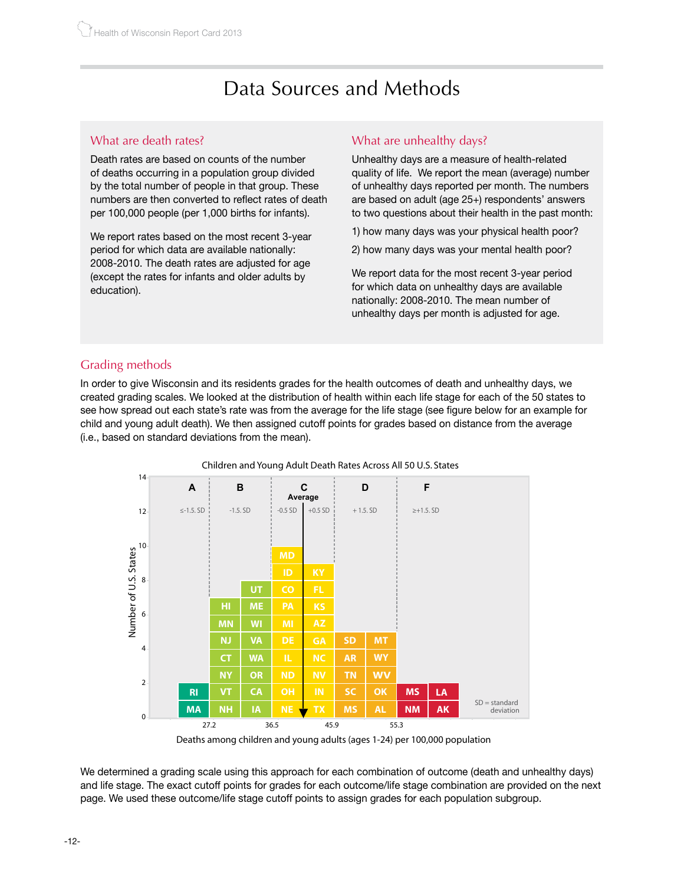# Data Sources and Methods

## What are death rates?

Death rates are based on counts of the number of deaths occurring in a population group divided by the total number of people in that group. These numbers are then converted to reflect rates of death per 100,000 people (per 1,000 births for infants).

We report rates based on the most recent 3-year period for which data are available nationally: 2008-2010. The death rates are adjusted for age (except the rates for infants and older adults by education).

## What are unhealthy days?

Unhealthy days are a measure of health-related quality of life. We report the mean (average) number of unhealthy days reported per month. The numbers are based on adult (age 25+) respondents' answers to two questions about their health in the past month:

1) how many days was your physical health poor?

2) how many days was your mental health poor?

We report data for the most recent 3-year period for which data on unhealthy days are available nationally: 2008-2010. The mean number of unhealthy days per month is adjusted for age.

## Grading methods

In order to give Wisconsin and its residents grades for the health outcomes of death and unhealthy days, we created grading scales. We looked at the distribution of health within each life stage for each of the 50 states to see how spread out each state's rate was from the average for the life stage (see figure below for an example for child and young adult death). We then assigned cutoff points for grades based on distance from the average (i.e., based on standard deviations from the mean).

**Children and Young Adult Death Rates Across All 50 U.S. States**

| Grade | A | B | C (Average) | D | F |
|---|---|---|---|---|---|
| SD range | ≤-1.5 SD | -1.5 SD | -0.5 SD / +0.5 SD | +1.5 SD | ≥+1.5 SD |
| States | RI, MA | HI, MN, NJ, CT, NY, VT, NH, UT, ME, WI, VA, WA, OR, CA, IA | MD, ID, CO, PA, MI, DE, IL, ND, OH, NE, KY, FL, KS, AZ, GA, NC, NV, IN, TX | SD, AR, TN, SC, MS, MT, WY, WV, OK, AL | MS, NM, LA, AK |

Cutoff points: 27.2, 36.5, 45.9, 55.3

Y-axis: Number of U.S. States. X-axis: Deaths among children and young adults (ages 1-24) per 100,000 population. SD = standard deviation

We determined a grading scale using this approach for each combination of outcome (death and unhealthy days) and life stage. The exact cutoff points for grades for each outcome/life stage combination are provided on the next page. We used these outcome/life stage cutoff points to assign grades for each population subgroup.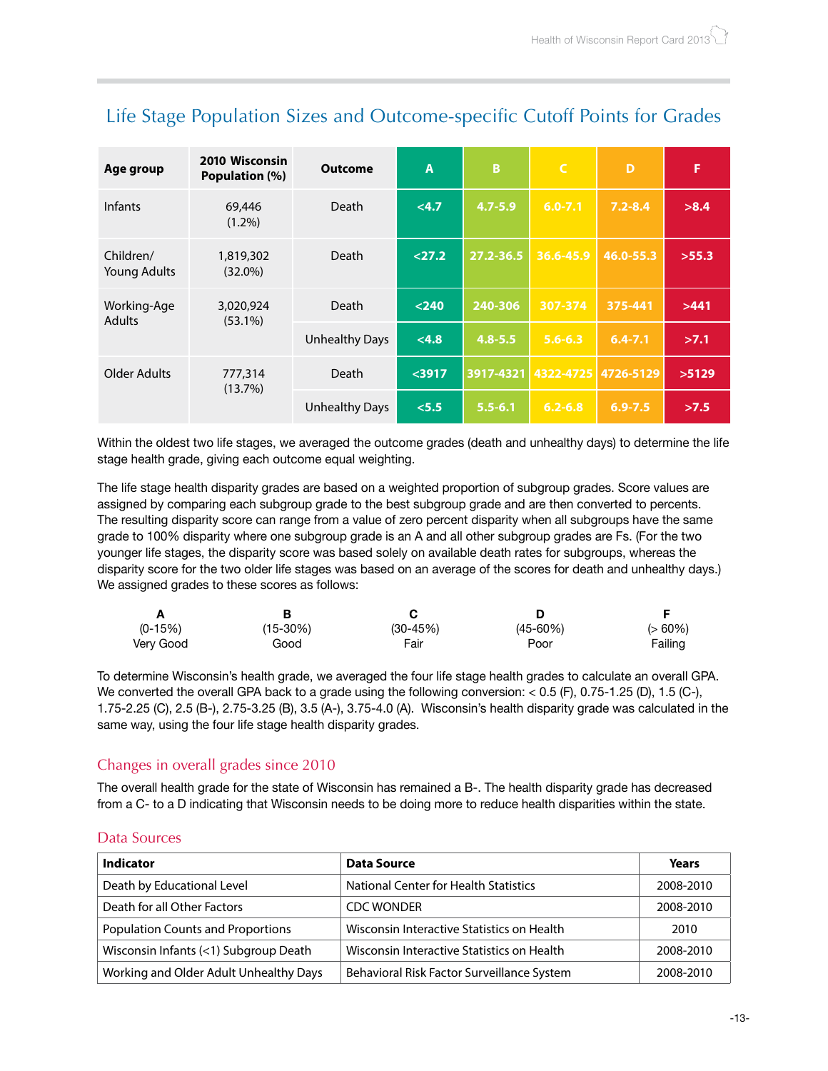## Life Stage Population Sizes and Outcome-specific Cutoff Points for Grades

| Age group | 2010 Wisconsin Population (%) | Outcome | A | B | C | D | F |
|---|---|---|---|---|---|---|---|
| Infants | 69,446 (1.2%) | Death | <4.7 | 4.7-5.9 | 6.0-7.1 | 7.2-8.4 | >8.4 |
| Children/ Young Adults | 1,819,302 (32.0%) | Death | <27.2 | 27.2-36.5 | 36.6-45.9 | 46.0-55.3 | >55.3 |
| Working-Age Adults | 3,020,924 (53.1%) | Death | <240 | 240-306 | 307-374 | 375-441 | >441 |
| | | Unhealthy Days | <4.8 | 4.8-5.5 | 5.6-6.3 | 6.4-7.1 | >7.1 |
| Older Adults | 777,314 (13.7%) | Death | <3917 | 3917-4321 | 4322-4725 | 4726-5129 | >5129 |
| | | Unhealthy Days | <5.5 | 5.5-6.1 | 6.2-6.8 | 6.9-7.5 | >7.5 |

Within the oldest two life stages, we averaged the outcome grades (death and unhealthy days) to determine the life stage health grade, giving each outcome equal weighting.

The life stage health disparity grades are based on a weighted proportion of subgroup grades. Score values are assigned by comparing each subgroup grade to the best subgroup grade and are then converted to percents. The resulting disparity score can range from a value of zero percent disparity when all subgroups have the same grade to 100% disparity where one subgroup grade is an A and all other subgroup grades are Fs. (For the two younger life stages, the disparity score was based solely on available death rates for subgroups, whereas the disparity score for the two older life stages was based on an average of the scores for death and unhealthy days.) We assigned grades to these scores as follows:

| A | B | C | D | F |
|---|---|---|---|---|
| (0-15%) | (15-30%) | (30-45%) | (45-60%) | (> 60%) |
| Very Good | Good | Fair | Poor | Failing |

To determine Wisconsin's health grade, we averaged the four life stage health grades to calculate an overall GPA. We converted the overall GPA back to a grade using the following conversion: < 0.5 (F), 0.75-1.25 (D), 1.5 (C-), 1.75-2.25 (C), 2.5 (B-), 2.75-3.25 (B), 3.5 (A-), 3.75-4.0 (A). Wisconsin's health disparity grade was calculated in the same way, using the four life stage health disparity grades.

### Changes in overall grades since 2010

The overall health grade for the state of Wisconsin has remained a B-. The health disparity grade has decreased from a C- to a D indicating that Wisconsin needs to be doing more to reduce health disparities within the state.

### Data Sources

| Indicator | Data Source | Years |
|---|---|---|
| Death by Educational Level | National Center for Health Statistics | 2008-2010 |
| Death for all Other Factors | CDC WONDER | 2008-2010 |
| Population Counts and Proportions | Wisconsin Interactive Statistics on Health | 2010 |
| Wisconsin Infants (<1) Subgroup Death | Wisconsin Interactive Statistics on Health | 2008-2010 |
| Working and Older Adult Unhealthy Days | Behavioral Risk Factor Surveillance System | 2008-2010 |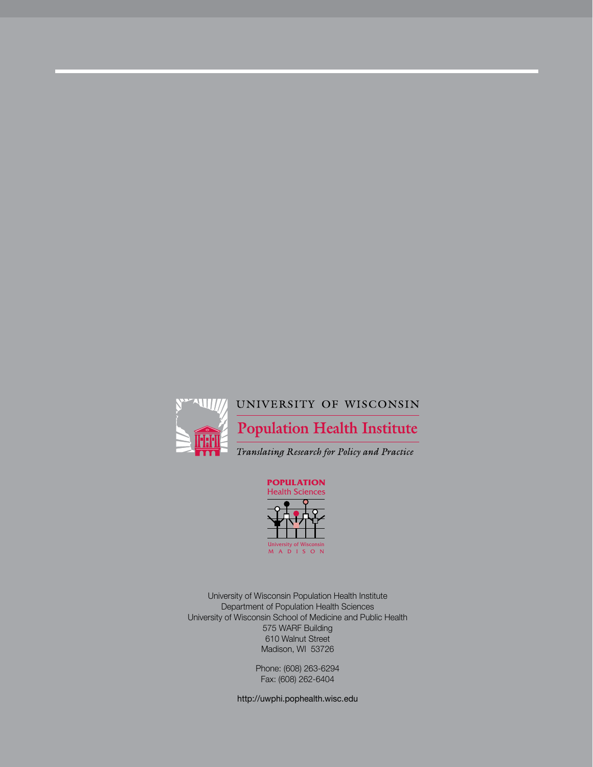UNIVERSITY OF WISCONSIN

Population Health Institute

*Translating Research for Policy and Practice*

**POPULATION**
Health Sciences

University of Wisconsin
MADISON

University of Wisconsin Population Health Institute
Department of Population Health Sciences
University of Wisconsin School of Medicine and Public Health
575 WARF Building
610 Walnut Street
Madison, WI 53726

Phone: (608) 263-6294
Fax: (608) 262-6404

http://uwphi.pophealth.wisc.edu